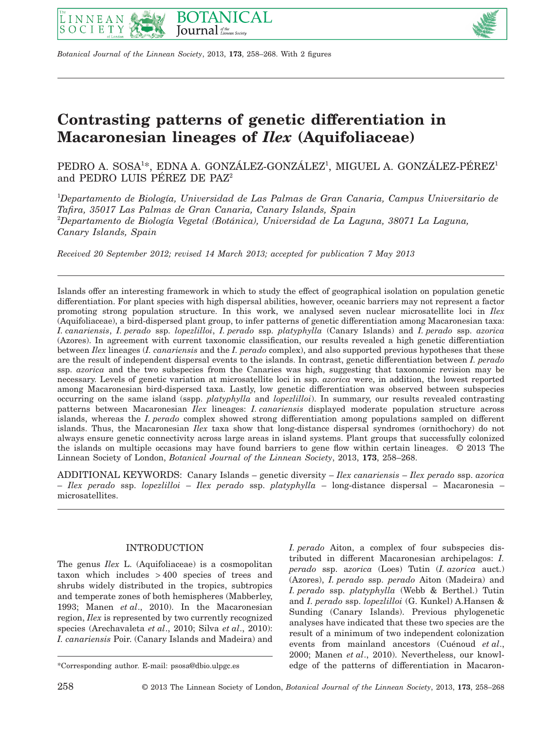# Contrasting patterns of genetic differentiation in Macaronesian lineages of *Ilex* (Aquifoliaceae)

PEDRO A. SOSA[1]*, EDNA A. GONZÁLEZ-GONZÁLEZ[1], MIGUEL A. GONZÁLEZ-PÉREZ[1] and PEDRO LUIS PÉREZ DE PAZ[2]

[1]*Departamento de Biología, Universidad de Las Palmas de Gran Canaria, Campus Universitario de Tafira, 35017 Las Palmas de Gran Canaria, Canary Islands, Spain*
[2]*Departamento de Biología Vegetal (Botánica), Universidad de La Laguna, 38071 La Laguna, Canary Islands, Spain*

*Received 20 September 2012; revised 14 March 2013; accepted for publication 7 May 2013*

Islands offer an interesting framework in which to study the effect of geographical isolation on population genetic differentiation. For plant species with high dispersal abilities, however, oceanic barriers may not represent a factor promoting strong population structure. In this work, we analysed seven nuclear microsatellite loci in *Ilex* (Aquifoliaceae), a bird-dispersed plant group, to infer patterns of genetic differentiation among Macaronesian taxa: *I. canariensis*, *I. perado* ssp. *lopezlilloi*, *I. perado* ssp. *platyphylla* (Canary Islands) and *I. perado* ssp. *azorica* (Azores). In agreement with current taxonomic classification, our results revealed a high genetic differentiation between *Ilex* lineages (*I. canariensis* and the *I. perado* complex), and also supported previous hypotheses that these are the result of independent dispersal events to the islands. In contrast, genetic differentiation between *I. perado* ssp. *azorica* and the two subspecies from the Canaries was high, suggesting that taxonomic revision may be necessary. Levels of genetic variation at microsatellite loci in ssp. *azorica* were, in addition, the lowest reported among Macaronesian bird-dispersed taxa. Lastly, low genetic differentiation was observed between subspecies occurring on the same island (sspp. *platyphylla* and *lopezlilloi*). In summary, our results revealed contrasting patterns between Macaronesian *Ilex* lineages: *I. canariensis* displayed moderate population structure across islands, whereas the *I. perado* complex showed strong differentiation among populations sampled on different islands. Thus, the Macaronesian *Ilex* taxa show that long-distance dispersal syndromes (ornithochory) do not always ensure genetic connectivity across large areas in island systems. Plant groups that successfully colonized the islands on multiple occasions may have found barriers to gene flow within certain lineages. © 2013 The Linnean Society of London, *Botanical Journal of the Linnean Society*, 2013, **173**, 258–268.

ADDITIONAL KEYWORDS: Canary Islands – genetic diversity – *Ilex canariensis* – *Ilex perado* ssp. *azorica* – *Ilex perado* ssp. *lopezlilloi* – *Ilex perado* ssp. *platyphylla* – long-distance dispersal – Macaronesia – microsatellites.

## INTRODUCTION

The genus *Ilex* L. (Aquifoliaceae) is a cosmopolitan taxon which includes >400 species of trees and shrubs widely distributed in the tropics, subtropics and temperate zones of both hemispheres (Mabberley, 1993; Manen *et al*., 2010). In the Macaronesian region, *Ilex* is represented by two currently recognized species (Arechavaleta *et al*., 2010; Silva *et al*., 2010): *I. canariensis* Poir. (Canary Islands and Madeira) and *I. perado* Aiton, a complex of four subspecies distributed in different Macaronesian archipelagos: *I. perado* ssp. *azorica* (Loes) Tutin (*I. azorica* auct.) (Azores), *I. perado* ssp. *perado* Aiton (Madeira) and *I. perado* ssp. *platyphylla* (Webb & Berthel.) Tutin and *I. perado* ssp. *lopezlilloi* (G. Kunkel) A.Hansen & Sunding (Canary Islands). Previous phylogenetic analyses have indicated that these two species are the result of a minimum of two independent colonization events from mainland ancestors (Cuénoud *et al*., 2000; Manen *et al*., 2010). Nevertheless, our knowledge of the patterns of differentiation in Macaron-

*Corresponding author. E-mail: psosa@dbio.ulpgc.es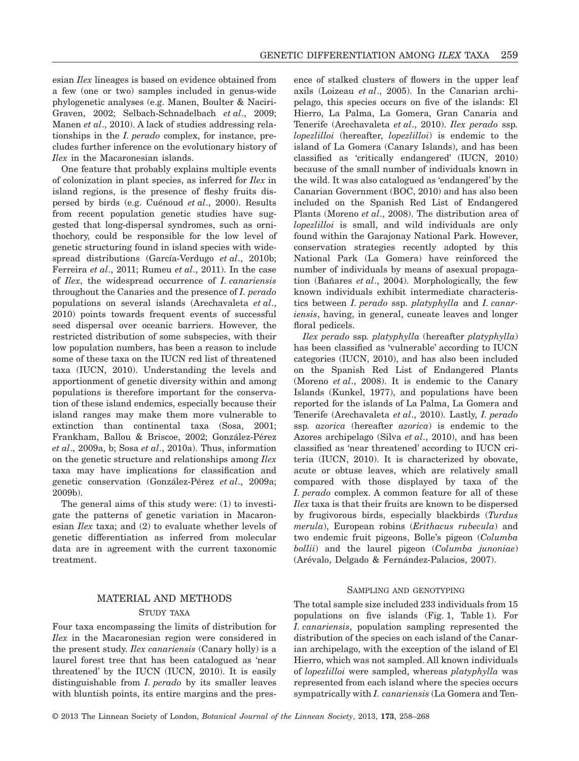esian *Ilex* lineages is based on evidence obtained from a few (one or two) samples included in genus-wide phylogenetic analyses (e.g. Manen, Boulter & Naciri-Graven, 2002; Selbach-Schnadelbach *et al*., 2009; Manen *et al*., 2010). A lack of studies addressing relationships in the *I. perado* complex, for instance, precludes further inference on the evolutionary history of *Ilex* in the Macaronesian islands.

One feature that probably explains multiple events of colonization in plant species, as inferred for *Ilex* in island regions, is the presence of fleshy fruits dispersed by birds (e.g. Cuénoud *et al*., 2000). Results from recent population genetic studies have suggested that long-dispersal syndromes, such as ornithochory, could be responsible for the low level of genetic structuring found in island species with widespread distributions (García-Verdugo *et al*., 2010b; Ferreira *et al*., 2011; Rumeu *et al*., 2011). In the case of *Ilex*, the widespread occurrence of *I. canariensis* throughout the Canaries and the presence of *I. perado* populations on several islands (Arechavaleta *et al*., 2010) points towards frequent events of successful seed dispersal over oceanic barriers. However, the restricted distribution of some subspecies, with their low population numbers, has been a reason to include some of these taxa on the IUCN red list of threatened taxa (IUCN, 2010). Understanding the levels and apportionment of genetic diversity within and among populations is therefore important for the conservation of these island endemics, especially because their island ranges may make them more vulnerable to extinction than continental taxa (Sosa, 2001; Frankham, Ballou & Briscoe, 2002; González-Pérez *et al*., 2009a, b; Sosa *et al*., 2010a). Thus, information on the genetic structure and relationships among *Ilex* taxa may have implications for classification and genetic conservation (González-Pérez *et al*., 2009a; 2009b).

The general aims of this study were: (1) to investigate the patterns of genetic variation in Macaronesian *Ilex* taxa; and (2) to evaluate whether levels of genetic differentiation as inferred from molecular data are in agreement with the current taxonomic treatment.

## MATERIAL AND METHODS

### STUDY TAXA

Four taxa encompassing the limits of distribution for *Ilex* in the Macaronesian region were considered in the present study. *Ilex canariensis* (Canary holly) is a laurel forest tree that has been catalogued as 'near threatened' by the IUCN (IUCN, 2010). It is easily distinguishable from *I. perado* by its smaller leaves with bluntish points, its entire margins and the presence of stalked clusters of flowers in the upper leaf axils (Loizeau *et al*., 2005). In the Canarian archipelago, this species occurs on five of the islands: El Hierro, La Palma, La Gomera, Gran Canaria and Tenerife (Arechavaleta *et al*., 2010). *Ilex perado* ssp. *lopezlilloi* (hereafter, *lopezlilloi*) is endemic to the island of La Gomera (Canary Islands), and has been classified as 'critically endangered' (IUCN, 2010) because of the small number of individuals known in the wild. It was also catalogued as 'endangered' by the Canarian Government (BOC, 2010) and has also been included on the Spanish Red List of Endangered Plants (Moreno *et al*., 2008). The distribution area of *lopezlilloi* is small, and wild individuals are only found within the Garajonay National Park. However, conservation strategies recently adopted by this National Park (La Gomera) have reinforced the number of individuals by means of asexual propagation (Bañares *et al*., 2004). Morphologically, the few known individuals exhibit intermediate characteristics between *I. perado* ssp. *platyphylla* and *I. canariensis*, having, in general, cuneate leaves and longer floral pedicels.

*Ilex perado* ssp. *platyphylla* (hereafter *platyphylla*) has been classified as 'vulnerable' according to IUCN categories (IUCN, 2010), and has also been included on the Spanish Red List of Endangered Plants (Moreno *et al*., 2008). It is endemic to the Canary Islands (Kunkel, 1977), and populations have been reported for the islands of La Palma, La Gomera and Tenerife (Arechavaleta *et al*., 2010). Lastly, *I. perado* ssp. *azorica* (hereafter *azorica*) is endemic to the Azores archipelago (Silva *et al*., 2010), and has been classified as 'near threatened' according to IUCN criteria (IUCN, 2010). It is characterized by obovate, acute or obtuse leaves, which are relatively small compared with those displayed by taxa of the *I. perado* complex. A common feature for all of these *Ilex* taxa is that their fruits are known to be dispersed by frugivorous birds, especially blackbirds (*Turdus merula*), European robins (*Erithacus rubecula*) and two endemic fruit pigeons, Bolle's pigeon (*Columba bollii*) and the laurel pigeon (*Columba junoniae*) (Arévalo, Delgado & Fernández-Palacios, 2007).

### SAMPLING AND GENOTYPING

The total sample size included 233 individuals from 15 populations on five islands (Fig. 1, Table 1). For *I. canariensis*, population sampling represented the distribution of the species on each island of the Canarian archipelago, with the exception of the island of El Hierro, which was not sampled. All known individuals of *lopezlilloi* were sampled, whereas *platyphylla* was represented from each island where the species occurs sympatrically with *I. canariensis* (La Gomera and Ten-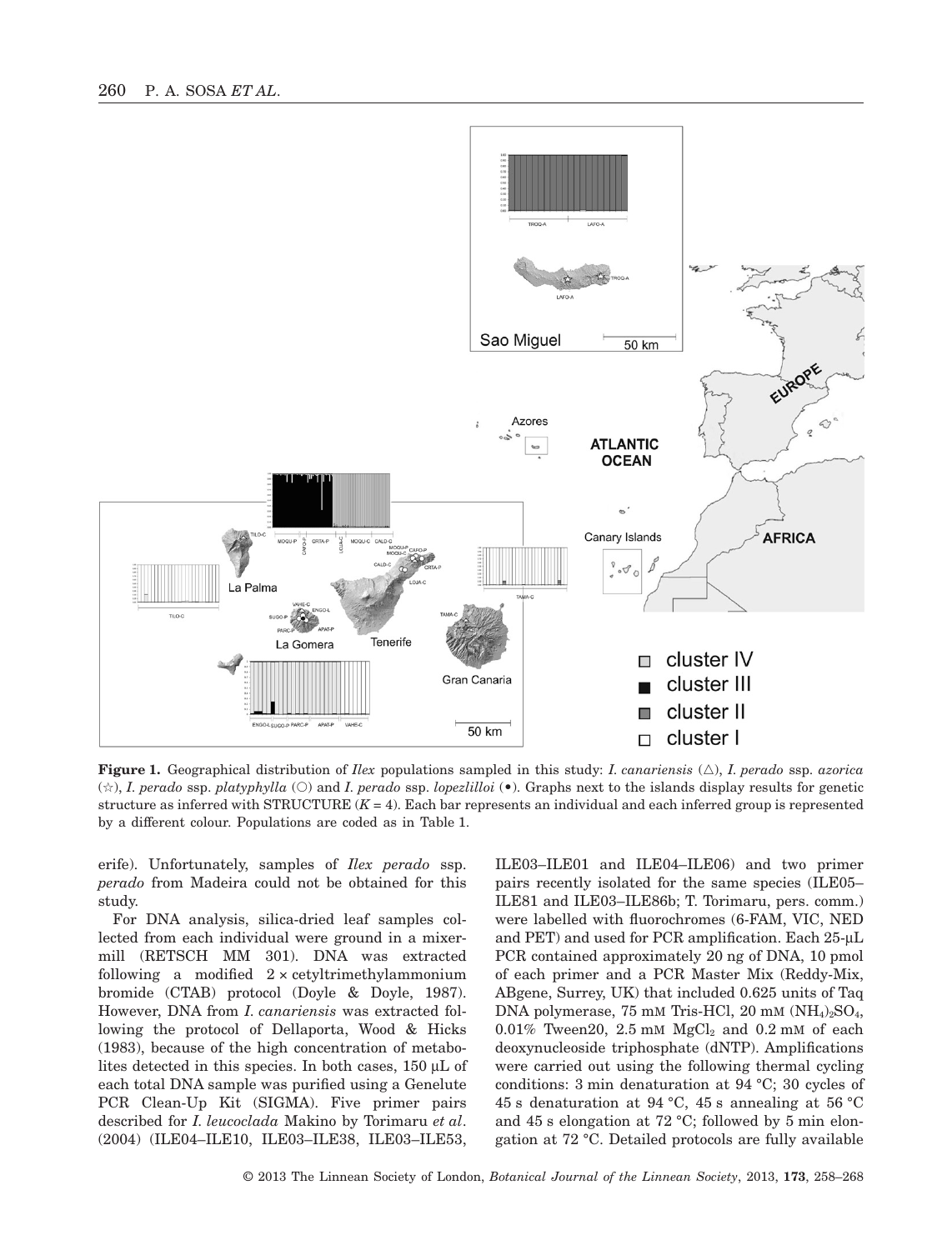**Figure 1.** Geographical distribution of *Ilex* populations sampled in this study: *I. canariensis* (△), *I. perado* ssp. *azorica* (☆), *I. perado* ssp. *platyphylla* (○) and *I. perado* ssp. *lopezlilloi* (•). Graphs next to the islands display results for genetic structure as inferred with STRUCTURE ($K = 4$). Each bar represents an individual and each inferred group is represented by a different colour. Populations are coded as in Table 1.

erife). Unfortunately, samples of *Ilex perado* ssp. *perado* from Madeira could not be obtained for this study.

For DNA analysis, silica-dried leaf samples collected from each individual were ground in a mixer-mill (RETSCH MM 301). DNA was extracted following a modified $2 \times$ cetyltrimethylammonium bromide (CTAB) protocol (Doyle & Doyle, 1987). However, DNA from *I. canariensis* was extracted following the protocol of Dellaporta, Wood & Hicks (1983), because of the high concentration of metabolites detected in this species. In both cases, 150 μL of each total DNA sample was purified using a Genelute PCR Clean-Up Kit (SIGMA). Five primer pairs described for *I. leucoclada* Makino by Torimaru *et al*. (2004) (ILE04–ILE10, ILE03–ILE38, ILE03–ILE53, ILE03–ILE01 and ILE04–ILE06) and two primer pairs recently isolated for the same species (ILE05–ILE81 and ILE03–ILE86b; T. Torimaru, pers. comm.) were labelled with fluorochromes (6-FAM, VIC, NED and PET) and used for PCR amplification. Each 25-μL PCR contained approximately 20 ng of DNA, 10 pmol of each primer and a PCR Master Mix (Reddy-Mix, ABgene, Surrey, UK) that included 0.625 units of Taq DNA polymerase, 75 mM Tris-HCl, 20 mM $(NH_4)_2SO_4$, 0.01% Tween20, 2.5 mM $MgCl_2$ and 0.2 mM of each deoxynucleoside triphosphate (dNTP). Amplifications were carried out using the following thermal cycling conditions: 3 min denaturation at 94 °C; 30 cycles of 45 s denaturation at 94 °C, 45 s annealing at 56 °C and 45 s elongation at 72 °C; followed by 5 min elongation at 72 °C. Detailed protocols are fully available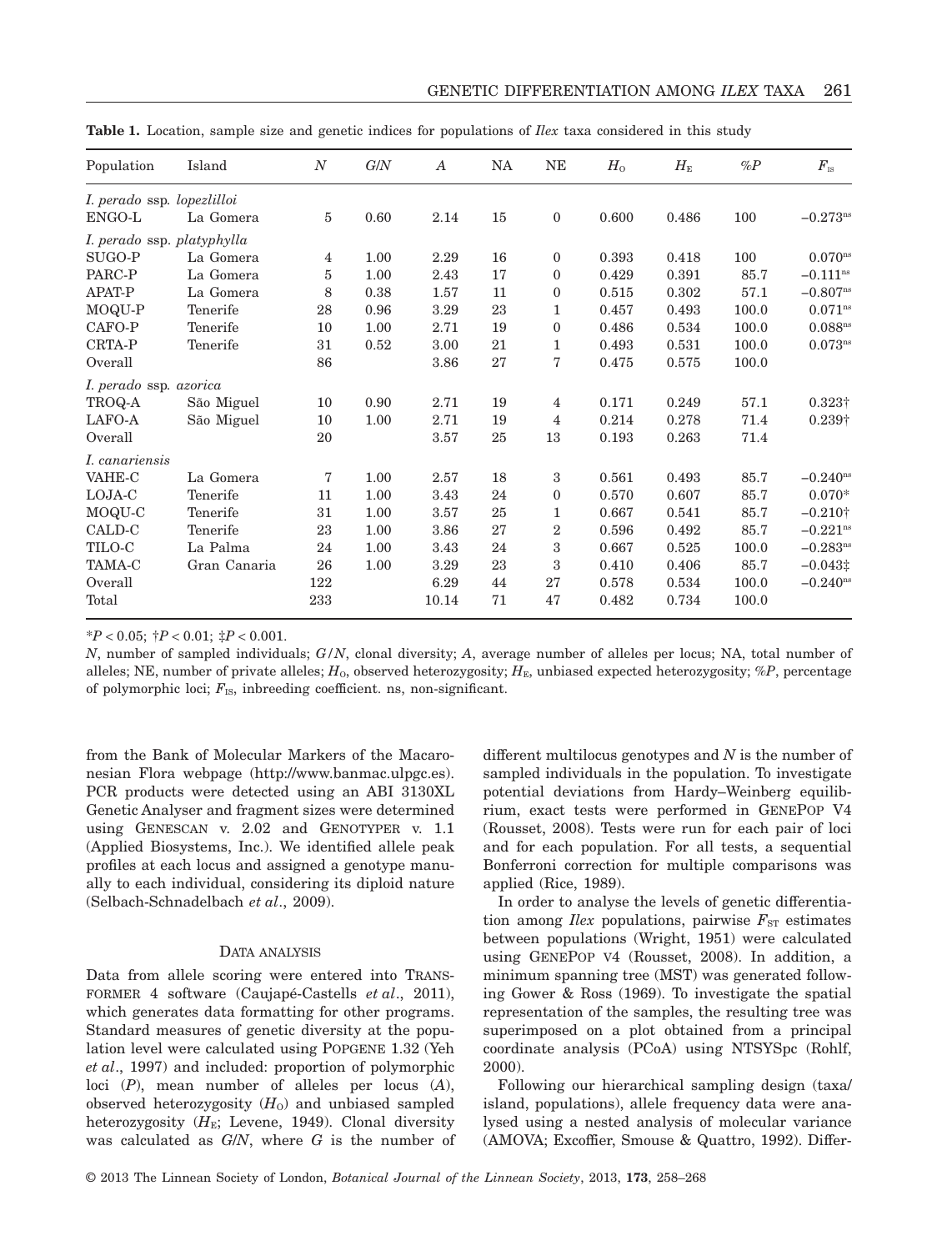**Table 1.** Location, sample size and genetic indices for populations of *Ilex* taxa considered in this study

| Population | Island | $N$ | $G/N$ | $A$ | NA | NE | $H_O$ | $H_E$ | $\%P$ | $F_{IS}$ |
|---|---|---|---|---|---|---|---|---|---|---|
| *I. perado* ssp. *lopezlilloi* | | | | | | | | | | |
| ENGO-L | La Gomera | 5 | 0.60 | 2.14 | 15 | 0 | 0.600 | 0.486 | 100 | $-0.273^{ns}$ |
| *I. perado* ssp. *platyphylla* | | | | | | | | | | |
| SUGO-P | La Gomera | 4 | 1.00 | 2.29 | 16 | 0 | 0.393 | 0.418 | 100 | $0.070^{ns}$ |
| PARC-P | La Gomera | 5 | 1.00 | 2.43 | 17 | 0 | 0.429 | 0.391 | 85.7 | $-0.111^{ns}$ |
| APAT-P | La Gomera | 8 | 0.38 | 1.57 | 11 | 0 | 0.515 | 0.302 | 57.1 | $-0.807^{ns}$ |
| MOQU-P | Tenerife | 28 | 0.96 | 3.29 | 23 | 1 | 0.457 | 0.493 | 100.0 | $0.071^{ns}$ |
| CAFO-P | Tenerife | 10 | 1.00 | 2.71 | 19 | 0 | 0.486 | 0.534 | 100.0 | $0.088^{ns}$ |
| CRTA-P | Tenerife | 31 | 0.52 | 3.00 | 21 | 1 | 0.493 | 0.531 | 100.0 | $0.073^{ns}$ |
| Overall | | 86 | | 3.86 | 27 | 7 | 0.475 | 0.575 | 100.0 | |
| *I. perado* ssp. *azorica* | | | | | | | | | | |
| TROQ-A | São Miguel | 10 | 0.90 | 2.71 | 19 | 4 | 0.171 | 0.249 | 57.1 | 0.323† |
| LAFO-A | São Miguel | 10 | 1.00 | 2.71 | 19 | 4 | 0.214 | 0.278 | 71.4 | 0.239† |
| Overall | | 20 | | 3.57 | 25 | 13 | 0.193 | 0.263 | 71.4 | |
| *I. canariensis* | | | | | | | | | | |
| VAHE-C | La Gomera | 7 | 1.00 | 2.57 | 18 | 3 | 0.561 | 0.493 | 85.7 | $-0.240^{ns}$ |
| LOJA-C | Tenerife | 11 | 1.00 | 3.43 | 24 | 0 | 0.570 | 0.607 | 85.7 | 0.070* |
| MOQU-C | Tenerife | 31 | 1.00 | 3.57 | 25 | 1 | 0.667 | 0.541 | 85.7 | −0.210† |
| CALD-C | Tenerife | 23 | 1.00 | 3.86 | 27 | 2 | 0.596 | 0.492 | 85.7 | $-0.221^{ns}$ |
| TILO-C | La Palma | 24 | 1.00 | 3.43 | 24 | 3 | 0.667 | 0.525 | 100.0 | $-0.283^{ns}$ |
| TAMA-C | Gran Canaria | 26 | 1.00 | 3.29 | 23 | 3 | 0.410 | 0.406 | 85.7 | −0.043‡ |
| Overall | | 122 | | 6.29 | 44 | 27 | 0.578 | 0.534 | 100.0 | $-0.240^{ns}$ |
| Total | | 233 | | 10.14 | 71 | 47 | 0.482 | 0.734 | 100.0 | |

*$P < 0.05$; †$P < 0.01$; ‡$P < 0.001$.

$N$, number of sampled individuals; $G/N$, clonal diversity; $A$, average number of alleles per locus; NA, total number of alleles; NE, number of private alleles; $H_O$, observed heterozygosity; $H_E$, unbiased expected heterozygosity; $\%P$, percentage of polymorphic loci; $F_{IS}$, inbreeding coefficient. ns, non-significant.

from the Bank of Molecular Markers of the Macaronesian Flora webpage (http://www.banmac.ulpgc.es). PCR products were detected using an ABI 3130XL Genetic Analyser and fragment sizes were determined using GENESCAN v. 2.02 and GENOTYPER v. 1.1 (Applied Biosystems, Inc.). We identified allele peak profiles at each locus and assigned a genotype manually to each individual, considering its diploid nature (Selbach-Schnadelbach *et al*., 2009).

### DATA ANALYSIS

Data from allele scoring were entered into TRANSFORMER 4 software (Caujapé-Castells *et al*., 2011), which generates data formatting for other programs. Standard measures of genetic diversity at the population level were calculated using POPGENE 1.32 (Yeh *et al*., 1997) and included: proportion of polymorphic loci ($P$), mean number of alleles per locus ($A$), observed heterozygosity ($H_O$) and unbiased sampled heterozygosity ($H_E$; Levene, 1949). Clonal diversity was calculated as $G/N$, where $G$ is the number of different multilocus genotypes and $N$ is the number of sampled individuals in the population. To investigate potential deviations from Hardy–Weinberg equilibrium, exact tests were performed in GENEPOP V4 (Rousset, 2008). Tests were run for each pair of loci and for each population. For all tests, a sequential Bonferroni correction for multiple comparisons was applied (Rice, 1989).

In order to analyse the levels of genetic differentiation among *Ilex* populations, pairwise $F_{ST}$ estimates between populations (Wright, 1951) were calculated using GENEPOP V4 (Rousset, 2008). In addition, a minimum spanning tree (MST) was generated following Gower & Ross (1969). To investigate the spatial representation of the samples, the resulting tree was superimposed on a plot obtained from a principal coordinate analysis (PCoA) using NTSYSpc (Rohlf, 2000).

Following our hierarchical sampling design (taxa/island, populations), allele frequency data were analysed using a nested analysis of molecular variance (AMOVA; Excoffier, Smouse & Quattro, 1992). Differ-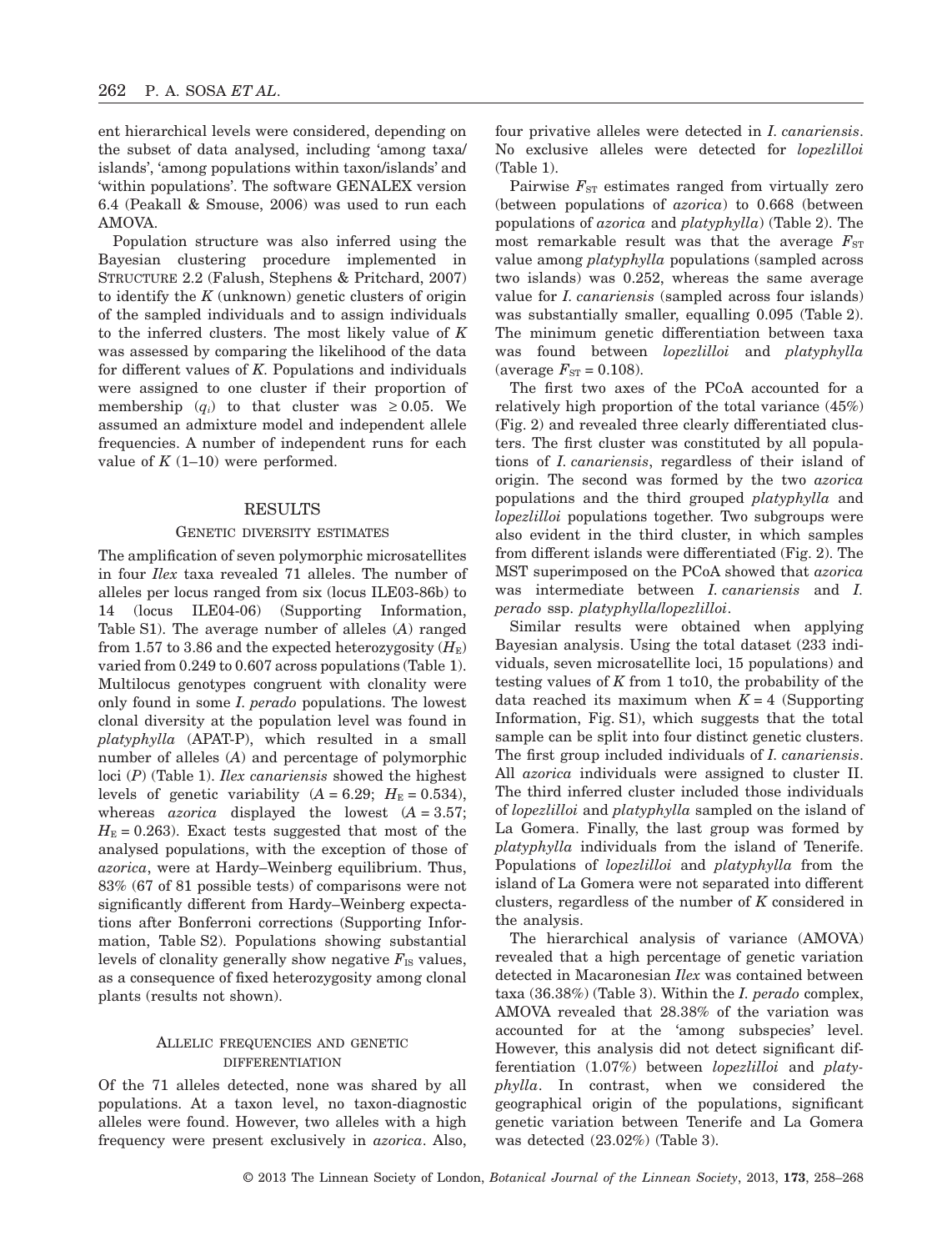ent hierarchical levels were considered, depending on the subset of data analysed, including 'among taxa/islands', 'among populations within taxon/islands' and 'within populations'. The software GENALEX version 6.4 (Peakall & Smouse, 2006) was used to run each AMOVA.

Population structure was also inferred using the Bayesian clustering procedure implemented in STRUCTURE 2.2 (Falush, Stephens & Pritchard, 2007) to identify the *K* (unknown) genetic clusters of origin of the sampled individuals and to assign individuals to the inferred clusters. The most likely value of *K* was assessed by comparing the likelihood of the data for different values of *K*. Populations and individuals were assigned to one cluster if their proportion of membership ($q_i$) to that cluster was $\geq 0.05$. We assumed an admixture model and independent allele frequencies. A number of independent runs for each value of *K* (1–10) were performed.

## RESULTS

### GENETIC DIVERSITY ESTIMATES

The amplification of seven polymorphic microsatellites in four *Ilex* taxa revealed 71 alleles. The number of alleles per locus ranged from six (locus ILE03-86b) to 14 (locus ILE04-06) (Supporting Information, Table S1). The average number of alleles (*A*) ranged from 1.57 to 3.86 and the expected heterozygosity ($H_E$) varied from 0.249 to 0.607 across populations (Table 1). Multilocus genotypes congruent with clonality were only found in some *I. perado* populations. The lowest clonal diversity at the population level was found in *platyphylla* (APAT-P), which resulted in a small number of alleles (*A*) and percentage of polymorphic loci (*P*) (Table 1). *Ilex canariensis* showed the highest levels of genetic variability ($A = 6.29$; $H_E = 0.534$), whereas *azorica* displayed the lowest ($A = 3.57$; $H_E = 0.263$). Exact tests suggested that most of the analysed populations, with the exception of those of *azorica*, were at Hardy–Weinberg equilibrium. Thus, 83% (67 of 81 possible tests) of comparisons were not significantly different from Hardy–Weinberg expectations after Bonferroni corrections (Supporting Information, Table S2). Populations showing substantial levels of clonality generally show negative $F_{IS}$ values, as a consequence of fixed heterozygosity among clonal plants (results not shown).

### ALLELIC FREQUENCIES AND GENETIC DIFFERENTIATION

Of the 71 alleles detected, none was shared by all populations. At a taxon level, no taxon-diagnostic alleles were found. However, two alleles with a high frequency were present exclusively in *azorica*. Also, four privative alleles were detected in *I. canariensis*. No exclusive alleles were detected for *lopezlilloi* (Table 1).

Pairwise $F_{ST}$ estimates ranged from virtually zero (between populations of *azorica*) to 0.668 (between populations of *azorica* and *platyphylla*) (Table 2). The most remarkable result was that the average $F_{ST}$ value among *platyphylla* populations (sampled across two islands) was 0.252, whereas the same average value for *I. canariensis* (sampled across four islands) was substantially smaller, equalling 0.095 (Table 2). The minimum genetic differentiation between taxa was found between *lopezlilloi* and *platyphylla* (average $F_{ST} = 0.108$).

The first two axes of the PCoA accounted for a relatively high proportion of the total variance (45%) (Fig. 2) and revealed three clearly differentiated clusters. The first cluster was constituted by all populations of *I. canariensis*, regardless of their island of origin. The second was formed by the two *azorica* populations and the third grouped *platyphylla* and *lopezlilloi* populations together. Two subgroups were also evident in the third cluster, in which samples from different islands were differentiated (Fig. 2). The MST superimposed on the PCoA showed that *azorica* was intermediate between *I. canariensis* and *I. perado* ssp. *platyphylla*/*lopezlilloi*.

Similar results were obtained when applying Bayesian analysis. Using the total dataset (233 individuals, seven microsatellite loci, 15 populations) and testing values of *K* from 1 to10, the probability of the data reached its maximum when $K = 4$ (Supporting Information, Fig. S1), which suggests that the total sample can be split into four distinct genetic clusters. The first group included individuals of *I. canariensis*. All *azorica* individuals were assigned to cluster II. The third inferred cluster included those individuals of *lopezlilloi* and *platyphylla* sampled on the island of La Gomera. Finally, the last group was formed by *platyphylla* individuals from the island of Tenerife. Populations of *lopezlilloi* and *platyphylla* from the island of La Gomera were not separated into different clusters, regardless of the number of *K* considered in the analysis.

The hierarchical analysis of variance (AMOVA) revealed that a high percentage of genetic variation detected in Macaronesian *Ilex* was contained between taxa (36.38%) (Table 3). Within the *I. perado* complex, AMOVA revealed that 28.38% of the variation was accounted for at the 'among subspecies' level. However, this analysis did not detect significant differentiation (1.07%) between *lopezlilloi* and *platyphylla*. In contrast, when we considered the geographical origin of the populations, significant genetic variation between Tenerife and La Gomera was detected (23.02%) (Table 3).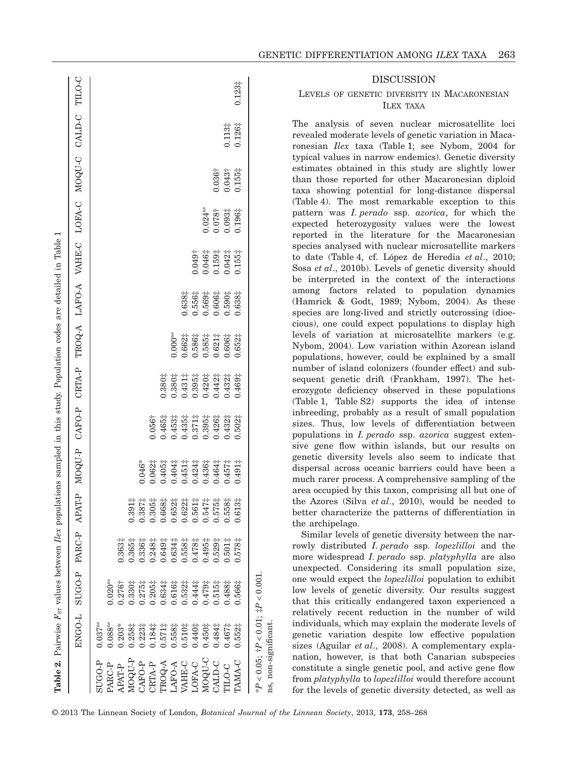**Table 2.** Pairwise $F_{ST}$ values between *Ilex* populations sampled in this study. Population codes are detailed in Table 1

| | ENGO-L | SUGO-P | PARC-P | APAT-P | MOQU-P | CAFO-P | CRTA-P | TROQ-A | LAFO-A | VAHE-C | LOFA-C | MOQU-C | CALD-C | TILO-C |
|---|---|---|---|---|---|---|---|---|---|---|---|---|---|---|
| SUGO-P | 0.037$^{ns}$ | | | | | | | | | | | | | |
| PARC-P | 0.088$^{ns}$ | 0.020$^{ns}$ | | | | | | | | | | | | |
| APAT-P | 0.203* | 0.276† | 0.363‡ | | | | | | | | | | | |
| MOQU-P | 0.258‡ | 0.330‡ | 0.365‡ | 0.391‡ | | | | | | | | | | |
| CAFO-P | 0.223‡ | 0.275‡ | 0.336‡ | 0.387‡ | 0.046* | | | | | | | | | |
| CRTA-P | 0.184‡ | 0.205‡ | 0.248‡ | 0.305‡ | 0.062‡ | 0.056† | | | | | | | | |
| TROQ-A | 0.571‡ | 0.634‡ | 0.649‡ | 0.668‡ | 0.405‡ | 0.465‡ | 0.380‡ | | | | | | | |
| LAFO-A | 0.558‡ | 0.616‡ | 0.634‡ | 0.652‡ | 0.404‡ | 0.453‡ | 0.380‡ | 0.000$^{ns}$ | | | | | | |
| VAHE-C | 0.510‡ | 0.532‡ | 0.558‡ | 0.622‡ | 0.451‡ | 0.435‡ | 0.431‡ | 0.662‡ | 0.638‡ | | | | | |
| LOFA-C | 0.440‡ | 0.444‡ | 0.478‡ | 0.561‡ | 0.424‡ | 0.371‡ | 0.395‡ | 0.586‡ | 0.556‡ | 0.049† | | | | |
| MOQU-C | 0.450‡ | 0.479‡ | 0.495‡ | 0.547‡ | 0.436‡ | 0.395‡ | 0.420‡ | 0.585‡ | 0.569‡ | 0.046‡ | 0.024$^{ns}$ | | | |
| CALD-C | 0.484‡ | 0.515‡ | 0.529‡ | 0.575‡ | 0.464‡ | 0.426‡ | 0.442‡ | 0.621‡ | 0.606‡ | 0.159‡ | 0.078† | 0.036† | | |
| TILO-C | 0.467‡ | 0.488‡ | 0.501‡ | 0.558‡ | 0.457‡ | 0.432‡ | 0.432‡ | 0.606‡ | 0.590‡ | 0.042‡ | 0.093‡ | 0.043† | 0.113‡ | |
| TAMA-C | 0.552‡ | 0.566‡ | 0.578‡ | 0.613‡ | 0.491‡ | 0.502‡ | 0.469‡ | 0.652‡ | 0.638‡ | 0.155‡ | 0.196‡ | 0.155‡ | 0.126‡ | 0.123‡ |

*$P < 0.05$; †$P < 0.01$; ‡$P < 0.001$.
ns, non-significant.

## DISCUSSION

### Levels of genetic diversity in Macaronesian *Ilex* taxa

The analysis of seven nuclear microsatellite loci revealed moderate levels of genetic variation in Macaronesian *Ilex* taxa (Table 1; see Nybom, 2004 for typical values in narrow endemics). Genetic diversity estimates obtained in this study are slightly lower than those reported for other Macaronesian diploid taxa showing potential for long-distance dispersal (Table 4). The most remarkable exception to this pattern was *I. perado* ssp. *azorica*, for which the expected heterozygosity values were the lowest reported in the literature for the Macaronesian species analysed with nuclear microsatellite markers to date (Table 4, cf. López de Heredia *et al*., 2010; Sosa *et al*., 2010b). Levels of genetic diversity should be interpreted in the context of the interactions among factors related to population dynamics (Hamrick & Godt, 1989; Nybom, 2004). As these species are long-lived and strictly outcrossing (dioecious), one could expect populations to display high levels of variation at microsatellite markers (e.g. Nybom, 2004). Low variation within Azorean island populations, however, could be explained by a small number of island colonizers (founder effect) and subsequent genetic drift (Frankham, 1997). The heterozygote deficiency observed in these populations (Table 1, Table S2) supports the idea of intense inbreeding, probably as a result of small population sizes. Thus, low levels of differentiation between populations in *I. perado* ssp. *azorica* suggest extensive gene flow within islands, but our results on genetic diversity levels also seem to indicate that dispersal across oceanic barriers could have been a much rarer process. A comprehensive sampling of the area occupied by this taxon, comprising all but one of the Azores (Silva *et al*., 2010), would be needed to better characterize the patterns of differentiation in the archipelago.

Similar levels of genetic diversity between the narrowly distributed *I. perado* ssp. *lopezlilloi* and the more widespread *I. perado* ssp. *platyphylla* are also unexpected. Considering its small population size, one would expect the *lopezlilloi* population to exhibit low levels of genetic diversity. Our results suggest that this critically endangered taxon experienced a relatively recent reduction in the number of wild individuals, which may explain the moderate levels of genetic variation despite low effective population sizes (Aguilar *et al*., 2008). A complementary explanation, however, is that both Canarian subspecies constitute a single genetic pool, and active gene flow from *platyphylla* to *lopezlilloi* would therefore account for the levels of genetic diversity detected, as well as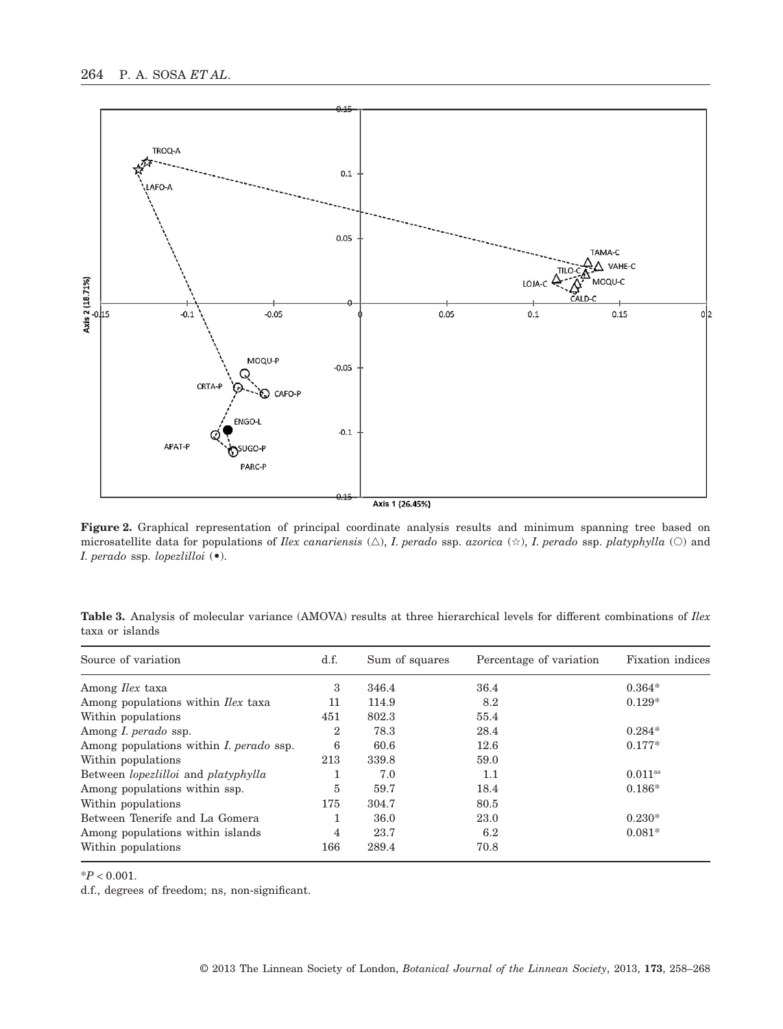**Figure 2.** Graphical representation of principal coordinate analysis results and minimum spanning tree based on microsatellite data for populations of *Ilex canariensis* (△), *I. perado* ssp. *azorica* (☆), *I. perado* ssp. *platyphylla* (○) and *I. perado* ssp. *lopezlilloi* (•).

**Table 3.** Analysis of molecular variance (AMOVA) results at three hierarchical levels for different combinations of *Ilex* taxa or islands

| Source of variation | d.f. | Sum of squares | Percentage of variation | Fixation indices |
|---|---|---|---|---|
| Among *Ilex* taxa | 3 | 346.4 | 36.4 | 0.364* |
| Among populations within *Ilex* taxa | 11 | 114.9 | 8.2 | 0.129* |
| Within populations | 451 | 802.3 | 55.4 | |
| Among *I. perado* ssp. | 2 | 78.3 | 28.4 | 0.284* |
| Among populations within *I. perado* ssp. | 6 | 60.6 | 12.6 | 0.177* |
| Within populations | 213 | 339.8 | 59.0 | |
| Between *lopezlilloi* and *platyphylla* | 1 | 7.0 | 1.1 | 0.011$^{ns}$ |
| Among populations within ssp. | 5 | 59.7 | 18.4 | 0.186* |
| Within populations | 175 | 304.7 | 80.5 | |
| Between Tenerife and La Gomera | 1 | 36.0 | 23.0 | 0.230* |
| Among populations within islands | 4 | 23.7 | 6.2 | 0.081* |
| Within populations | 166 | 289.4 | 70.8 | |

*$P < 0.001$.

d.f., degrees of freedom; ns, non-significant.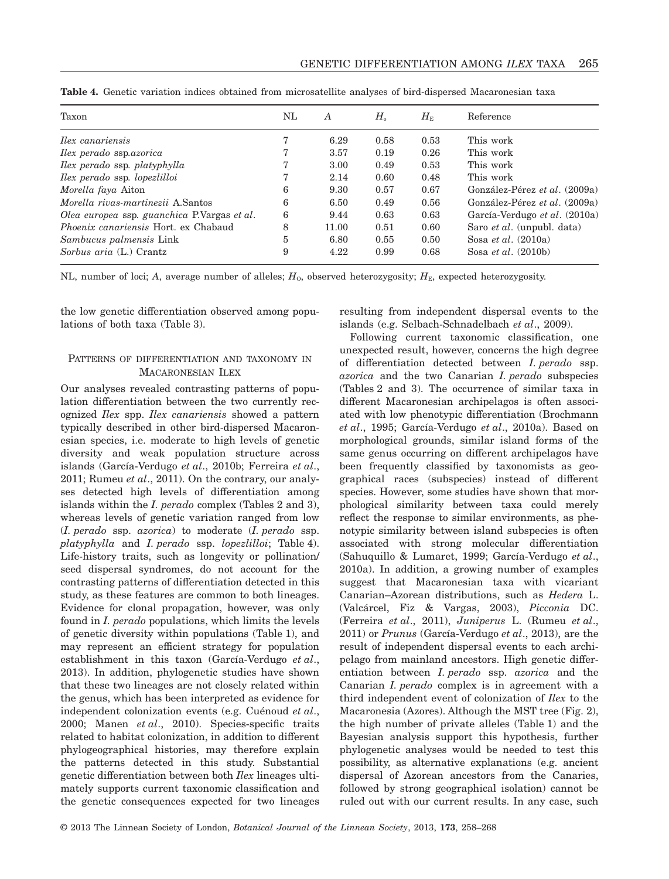**Table 4.** Genetic variation indices obtained from microsatellite analyses of bird-dispersed Macaronesian taxa

| Taxon | NL | $A$ | $H_o$ | $H_E$ | Reference |
|---|---|---|---|---|---|
| *Ilex canariensis* | 7 | 6.29 | 0.58 | 0.53 | This work |
| *Ilex perado* ssp.*azorica* | 7 | 3.57 | 0.19 | 0.26 | This work |
| *Ilex perado* ssp. *platyphylla* | 7 | 3.00 | 0.49 | 0.53 | This work |
| *Ilex perado* ssp. *lopezlilloi* | 7 | 2.14 | 0.60 | 0.48 | This work |
| *Morella faya* Aiton | 6 | 9.30 | 0.57 | 0.67 | González-Pérez *et al*. (2009a) |
| *Morella rivas-martinezii* A.Santos | 6 | 6.50 | 0.49 | 0.56 | González-Pérez *et al*. (2009a) |
| *Olea europea* ssp. *guanchica* P.Vargas *et al*. | 6 | 9.44 | 0.63 | 0.63 | García-Verdugo *et al*. (2010a) |
| *Phoenix canariensis* Hort. ex Chabaud | 8 | 11.00 | 0.51 | 0.60 | Saro *et al*. (unpubl. data) |
| *Sambucus palmensis* Link | 5 | 6.80 | 0.55 | 0.50 | Sosa *et al*. (2010a) |
| *Sorbus aria* (L.) Crantz | 9 | 4.22 | 0.99 | 0.68 | Sosa *et al*. (2010b) |

NL, number of loci; $A$, average number of alleles; $H_O$, observed heterozygosity; $H_E$, expected heterozygosity.

the low genetic differentiation observed among populations of both taxa (Table 3).

### Patterns of differentiation and taxonomy in Macaronesian *Ilex*

Our analyses revealed contrasting patterns of population differentiation between the two currently recognized *Ilex* spp. *Ilex canariensis* showed a pattern typically described in other bird-dispersed Macaronesian species, i.e. moderate to high levels of genetic diversity and weak population structure across islands (García-Verdugo *et al*., 2010b; Ferreira *et al*., 2011; Rumeu *et al*., 2011). On the contrary, our analyses detected high levels of differentiation among islands within the *I. perado* complex (Tables 2 and 3), whereas levels of genetic variation ranged from low (*I. perado* ssp. *azorica*) to moderate (*I. perado* ssp. *platyphylla* and *I. perado* ssp. *lopezlilloi*; Table 4). Life-history traits, such as longevity or pollination/seed dispersal syndromes, do not account for the contrasting patterns of differentiation detected in this study, as these features are common to both lineages. Evidence for clonal propagation, however, was only found in *I. perado* populations, which limits the levels of genetic diversity within populations (Table 1), and may represent an efficient strategy for population establishment in this taxon (García-Verdugo *et al*., 2013). In addition, phylogenetic studies have shown that these two lineages are not closely related within the genus, which has been interpreted as evidence for independent colonization events (e.g. Cuénoud *et al*., 2000; Manen *et al*., 2010). Species-specific traits related to habitat colonization, in addition to different phylogeographical histories, may therefore explain the patterns detected in this study. Substantial genetic differentiation between both *Ilex* lineages ultimately supports current taxonomic classification and the genetic consequences expected for two lineages resulting from independent dispersal events to the islands (e.g. Selbach-Schnadelbach *et al*., 2009).

Following current taxonomic classification, one unexpected result, however, concerns the high degree of differentiation detected between *I. perado* ssp. *azorica* and the two Canarian *I. perado* subspecies (Tables 2 and 3). The occurrence of similar taxa in different Macaronesian archipelagos is often associated with low phenotypic differentiation (Brochmann *et al*., 1995; García-Verdugo *et al*., 2010a). Based on morphological grounds, similar island forms of the same genus occurring on different archipelagos have been frequently classified by taxonomists as geographical races (subspecies) instead of different species. However, some studies have shown that morphological similarity between taxa could merely reflect the response to similar environments, as phenotypic similarity between island subspecies is often associated with strong molecular differentiation (Sahuquillo & Lumaret, 1999; García-Verdugo *et al*., 2010a). In addition, a growing number of examples suggest that Macaronesian taxa with vicariant Canarian–Azorean distributions, such as *Hedera* L. (Valcárcel, Fiz & Vargas, 2003), *Picconia* DC. (Ferreira *et al*., 2011), *Juniperus* L. (Rumeu *et al*., 2011) or *Prunus* (García-Verdugo *et al*., 2013), are the result of independent dispersal events to each archipelago from mainland ancestors. High genetic differentiation between *I. perado* ssp. *azorica* and the Canarian *I. perado* complex is in agreement with a third independent event of colonization of *Ilex* to the Macaronesia (Azores). Although the MST tree (Fig. 2), the high number of private alleles (Table 1) and the Bayesian analysis support this hypothesis, further phylogenetic analyses would be needed to test this possibility, as alternative explanations (e.g. ancient dispersal of Azorean ancestors from the Canaries, followed by strong geographical isolation) cannot be ruled out with our current results. In any case, such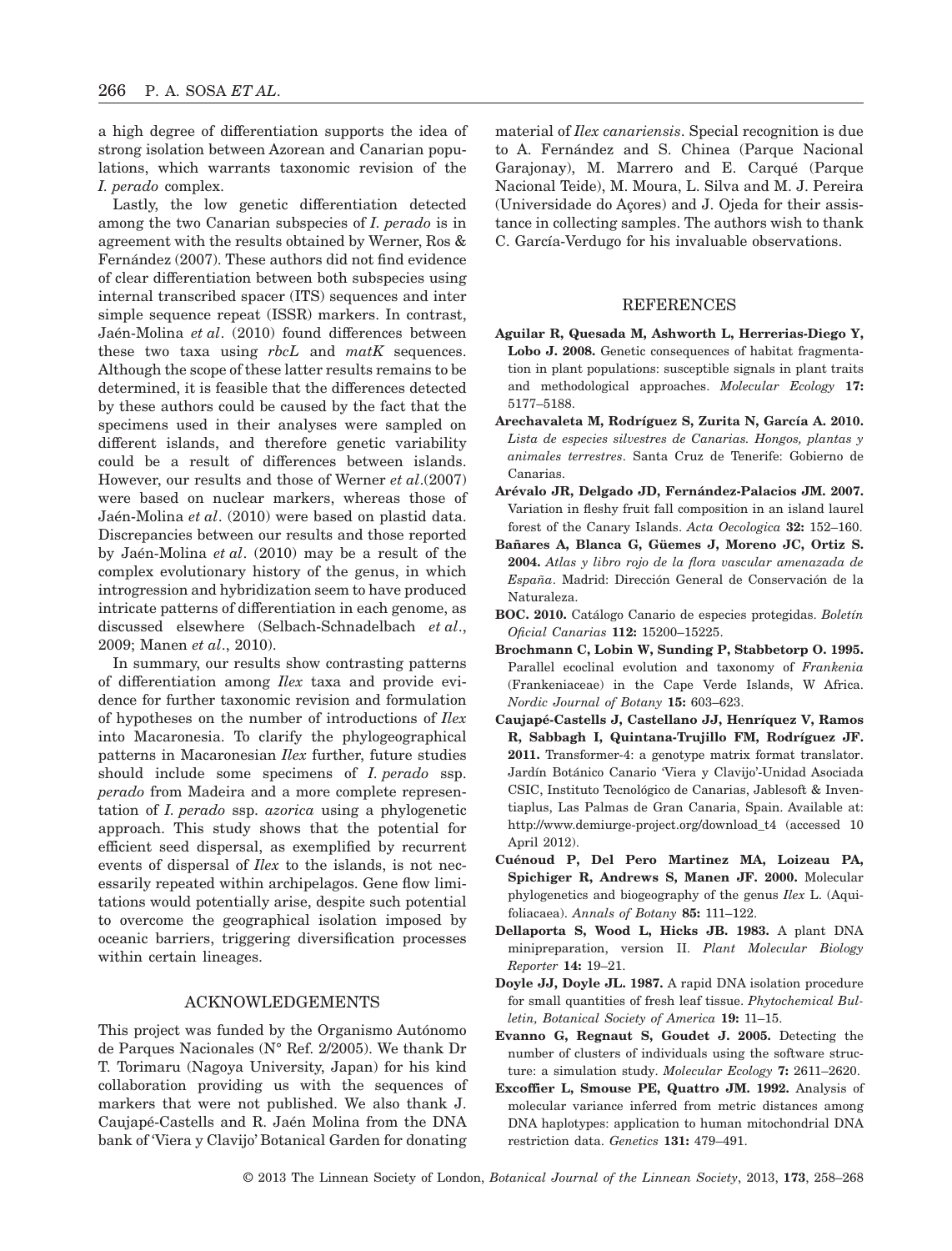a high degree of differentiation supports the idea of strong isolation between Azorean and Canarian populations, which warrants taxonomic revision of the *I. perado* complex.

Lastly, the low genetic differentiation detected among the two Canarian subspecies of *I. perado* is in agreement with the results obtained by Werner, Ros & Fernández (2007). These authors did not find evidence of clear differentiation between both subspecies using internal transcribed spacer (ITS) sequences and inter simple sequence repeat (ISSR) markers. In contrast, Jaén-Molina *et al*. (2010) found differences between these two taxa using *rbcL* and *matK* sequences. Although the scope of these latter results remains to be determined, it is feasible that the differences detected by these authors could be caused by the fact that the specimens used in their analyses were sampled on different islands, and therefore genetic variability could be a result of differences between islands. However, our results and those of Werner *et al*.(2007) were based on nuclear markers, whereas those of Jaén-Molina *et al*. (2010) were based on plastid data. Discrepancies between our results and those reported by Jaén-Molina *et al*. (2010) may be a result of the complex evolutionary history of the genus, in which introgression and hybridization seem to have produced intricate patterns of differentiation in each genome, as discussed elsewhere (Selbach-Schnadelbach *et al*., 2009; Manen *et al*., 2010).

In summary, our results show contrasting patterns of differentiation among *Ilex* taxa and provide evidence for further taxonomic revision and formulation of hypotheses on the number of introductions of *Ilex* into Macaronesia. To clarify the phylogeographical patterns in Macaronesian *Ilex* further, future studies should include some specimens of *I. perado* ssp. *perado* from Madeira and a more complete representation of *I. perado* ssp. *azorica* using a phylogenetic approach. This study shows that the potential for efficient seed dispersal, as exemplified by recurrent events of dispersal of *Ilex* to the islands, is not necessarily repeated within archipelagos. Gene flow limitations would potentially arise, despite such potential to overcome the geographical isolation imposed by oceanic barriers, triggering diversification processes within certain lineages.

## ACKNOWLEDGEMENTS

This project was funded by the Organismo Autónomo de Parques Nacionales (N° Ref. 2/2005). We thank Dr T. Torimaru (Nagoya University, Japan) for his kind collaboration providing us with the sequences of markers that were not published. We also thank J. Caujapé-Castells and R. Jaén Molina from the DNA bank of 'Viera y Clavijo' Botanical Garden for donating material of *Ilex canariensis*. Special recognition is due to A. Fernández and S. Chinea (Parque Nacional Garajonay), M. Marrero and E. Carqué (Parque Nacional Teide), M. Moura, L. Silva and M. J. Pereira (Universidade do Açores) and J. Ojeda for their assistance in collecting samples. The authors wish to thank C. García-Verdugo for his invaluable observations.

## REFERENCES

**Aguilar R, Quesada M, Ashworth L, Herrerias-Diego Y, Lobo J. 2008.** Genetic consequences of habitat fragmentation in plant populations: susceptible signals in plant traits and methodological approaches. *Molecular Ecology* **17:** 5177–5188.

**Arechavaleta M, Rodríguez S, Zurita N, García A. 2010.** *Lista de especies silvestres de Canarias. Hongos, plantas y animales terrestres*. Santa Cruz de Tenerife: Gobierno de Canarias.

**Arévalo JR, Delgado JD, Fernández-Palacios JM. 2007.** Variation in fleshy fruit fall composition in an island laurel forest of the Canary Islands. *Acta Oecologica* **32:** 152–160.

**Bañares A, Blanca G, Güemes J, Moreno JC, Ortiz S. 2004.** *Atlas y libro rojo de la flora vascular amenazada de España*. Madrid: Dirección General de Conservación de la Naturaleza.

**BOC. 2010.** Catálogo Canario de especies protegidas. *Boletín Oficial Canarias* **112:** 15200–15225.

**Brochmann C, Lobin W, Sunding P, Stabbetorp O. 1995.** Parallel ecoclinal evolution and taxonomy of *Frankenia* (Frankeniaceae) in the Cape Verde Islands, W Africa. *Nordic Journal of Botany* **15:** 603–623.

**Caujapé-Castells J, Castellano JJ, Henríquez V, Ramos R, Sabbagh I, Quintana-Trujillo FM, Rodríguez JF. 2011.** Transformer-4: a genotype matrix format translator. Jardín Botánico Canario 'Viera y Clavijo'-Unidad Asociada CSIC, Instituto Tecnológico de Canarias, Jablesoft & Inventiaplus, Las Palmas de Gran Canaria, Spain. Available at: http://www.demiurge-project.org/download_t4 (accessed 10 April 2012).

**Cuénoud P, Del Pero Martinez MA, Loizeau PA, Spichiger R, Andrews S, Manen JF. 2000.** Molecular phylogenetics and biogeography of the genus *Ilex* L. (Aquifoliacaea). *Annals of Botany* **85:** 111–122.

**Dellaporta S, Wood L, Hicks JB. 1983.** A plant DNA minipreparation, version II. *Plant Molecular Biology Reporter* **14:** 19–21.

**Doyle JJ, Doyle JL. 1987.** A rapid DNA isolation procedure for small quantities of fresh leaf tissue. *Phytochemical Bulletin, Botanical Society of America* **19:** 11–15.

**Evanno G, Regnaut S, Goudet J. 2005.** Detecting the number of clusters of individuals using the software structure: a simulation study. *Molecular Ecology* **7:** 2611–2620.

**Excoffier L, Smouse PE, Quattro JM. 1992.** Analysis of molecular variance inferred from metric distances among DNA haplotypes: application to human mitochondrial DNA restriction data. *Genetics* **131:** 479–491.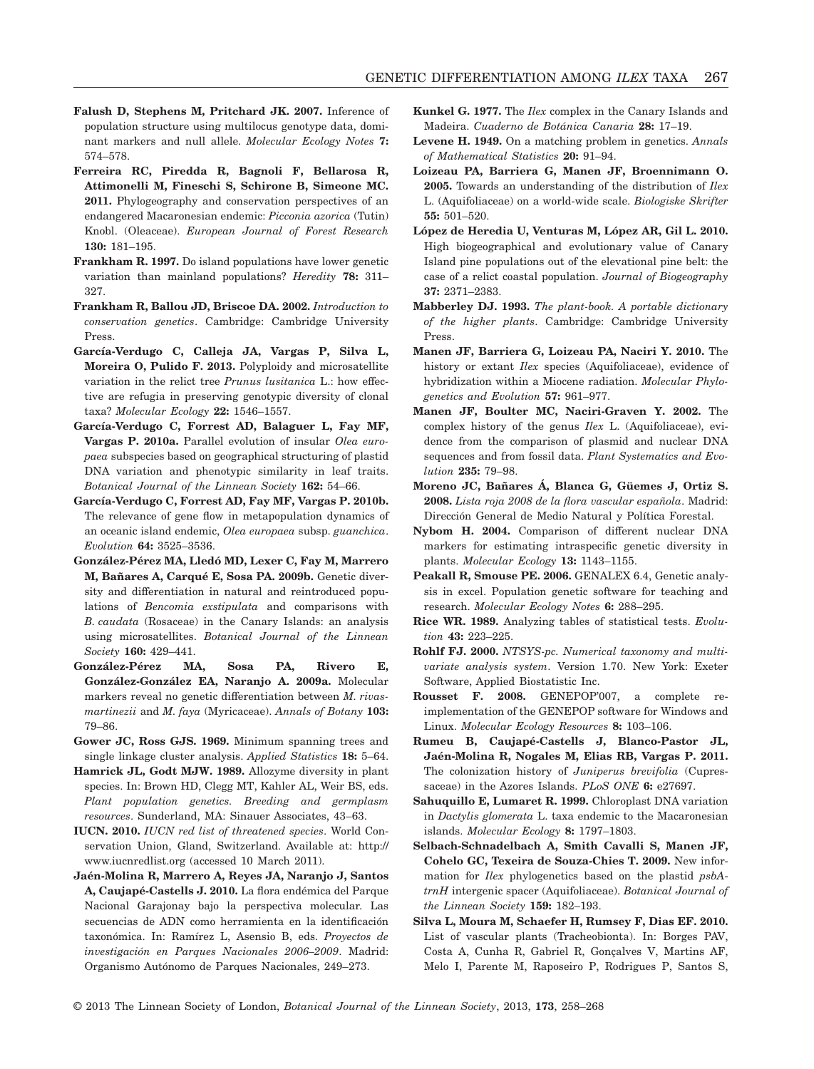**Falush D, Stephens M, Pritchard JK. 2007.** Inference of population structure using multilocus genotype data, dominant markers and null allele. *Molecular Ecology Notes* **7:** 574–578.

**Ferreira RC, Piredda R, Bagnoli F, Bellarosa R, Attimonelli M, Fineschi S, Schirone B, Simeone MC. 2011.** Phylogeography and conservation perspectives of an endangered Macaronesian endemic: *Picconia azorica* (Tutin) Knobl. (Oleaceae). *European Journal of Forest Research* **130:** 181–195.

**Frankham R. 1997.** Do island populations have lower genetic variation than mainland populations? *Heredity* **78:** 311–327.

**Frankham R, Ballou JD, Briscoe DA. 2002.** *Introduction to conservation genetics*. Cambridge: Cambridge University Press.

**García-Verdugo C, Calleja JA, Vargas P, Silva L, Moreira O, Pulido F. 2013.** Polyploidy and microsatellite variation in the relict tree *Prunus lusitanica* L.: how effective are refugia in preserving genotypic diversity of clonal taxa? *Molecular Ecology* **22:** 1546–1557.

**García-Verdugo C, Forrest AD, Balaguer L, Fay MF, Vargas P. 2010a.** Parallel evolution of insular *Olea europaea* subspecies based on geographical structuring of plastid DNA variation and phenotypic similarity in leaf traits. *Botanical Journal of the Linnean Society* **162:** 54–66.

**García-Verdugo C, Forrest AD, Fay MF, Vargas P. 2010b.** The relevance of gene flow in metapopulation dynamics of an oceanic island endemic, *Olea europaea* subsp. *guanchica*. *Evolution* **64:** 3525–3536.

**González-Pérez MA, Lledó MD, Lexer C, Fay M, Marrero M, Bañares A, Carqué E, Sosa PA. 2009b.** Genetic diversity and differentiation in natural and reintroduced populations of *Bencomia exstipulata* and comparisons with *B. caudata* (Rosaceae) in the Canary Islands: an analysis using microsatellites. *Botanical Journal of the Linnean Society* **160:** 429–441.

**González-Pérez MA, Sosa PA, Rivero E, González-González EA, Naranjo A. 2009a.** Molecular markers reveal no genetic differentiation between *M. rivas-martinezii* and *M. faya* (Myricaceae). *Annals of Botany* **103:** 79–86.

**Gower JC, Ross GJS. 1969.** Minimum spanning trees and single linkage cluster analysis. *Applied Statistics* **18:** 5–64.

**Hamrick JL, Godt MJW. 1989.** Allozyme diversity in plant species. In: Brown HD, Clegg MT, Kahler AL, Weir BS, eds. *Plant population genetics. Breeding and germplasm resources*. Sunderland, MA: Sinauer Associates, 43–63.

**IUCN. 2010.** *IUCN red list of threatened species*. World Conservation Union, Gland, Switzerland. Available at: http://www.iucnredlist.org (accessed 10 March 2011).

**Jaén-Molina R, Marrero A, Reyes JA, Naranjo J, Santos A, Caujapé-Castells J. 2010.** La flora endémica del Parque Nacional Garajonay bajo la perspectiva molecular. Las secuencias de ADN como herramienta en la identificación taxonómica. In: Ramírez L, Asensio B, eds. *Proyectos de investigación en Parques Nacionales 2006–2009*. Madrid: Organismo Autónomo de Parques Nacionales, 249–273.

**Kunkel G. 1977.** The *Ilex* complex in the Canary Islands and Madeira. *Cuaderno de Botánica Canaria* **28:** 17–19.

**Levene H. 1949.** On a matching problem in genetics. *Annals of Mathematical Statistics* **20:** 91–94.

**Loizeau PA, Barriera G, Manen JF, Broennimann O. 2005.** Towards an understanding of the distribution of *Ilex* L. (Aquifoliaceae) on a world-wide scale. *Biologiske Skrifter* **55:** 501–520.

**López de Heredia U, Venturas M, López AR, Gil L. 2010.** High biogeographical and evolutionary value of Canary Island pine populations out of the elevational pine belt: the case of a relict coastal population. *Journal of Biogeography* **37:** 2371–2383.

**Mabberley DJ. 1993.** *The plant-book. A portable dictionary of the higher plants*. Cambridge: Cambridge University Press.

**Manen JF, Barriera G, Loizeau PA, Naciri Y. 2010.** The history or extant *Ilex* species (Aquifoliaceae), evidence of hybridization within a Miocene radiation. *Molecular Phylogenetics and Evolution* **57:** 961–977.

**Manen JF, Boulter MC, Naciri-Graven Y. 2002.** The complex history of the genus *Ilex* L. (Aquifoliaceae), evidence from the comparison of plasmid and nuclear DNA sequences and from fossil data. *Plant Systematics and Evolution* **235:** 79–98.

**Moreno JC, Bañares Á, Blanca G, Güemes J, Ortiz S. 2008.** *Lista roja 2008 de la flora vascular española*. Madrid: Dirección General de Medio Natural y Política Forestal.

**Nybom H. 2004.** Comparison of different nuclear DNA markers for estimating intraspecific genetic diversity in plants. *Molecular Ecology* **13:** 1143–1155.

**Peakall R, Smouse PE. 2006.** GENALEX 6.4, Genetic analysis in excel. Population genetic software for teaching and research. *Molecular Ecology Notes* **6:** 288–295.

**Rice WR. 1989.** Analyzing tables of statistical tests. *Evolution* **43:** 223–225.

**Rohlf FJ. 2000.** *NTSYS-pc. Numerical taxonomy and multivariate analysis system*. Version 1.70. New York: Exeter Software, Applied Biostatistic Inc.

**Rousset F. 2008.** GENEPOP'007, a complete re-implementation of the GENEPOP software for Windows and Linux. *Molecular Ecology Resources* **8:** 103–106.

**Rumeu B, Caujapé-Castells J, Blanco-Pastor JL, Jaén-Molina R, Nogales M, Elias RB, Vargas P. 2011.** The colonization history of *Juniperus brevifolia* (Cupressaceae) in the Azores Islands. *PLoS ONE* **6:** e27697.

**Sahuquillo E, Lumaret R. 1999.** Chloroplast DNA variation in *Dactylis glomerata* L. taxa endemic to the Macaronesian islands. *Molecular Ecology* **8:** 1797–1803.

**Selbach-Schnadelbach A, Smith Cavalli S, Manen JF, Cohelo GC, Texeira de Souza-Chies T. 2009.** New information for *Ilex* phylogenetics based on the plastid *psbA-trnH* intergenic spacer (Aquifoliaceae). *Botanical Journal of the Linnean Society* **159:** 182–193.

**Silva L, Moura M, Schaefer H, Rumsey F, Dias EF. 2010.** List of vascular plants (Tracheobionta). In: Borges PAV, Costa A, Cunha R, Gabriel R, Gonçalves V, Martins AF, Melo I, Parente M, Raposeiro P, Rodrigues P, Santos S,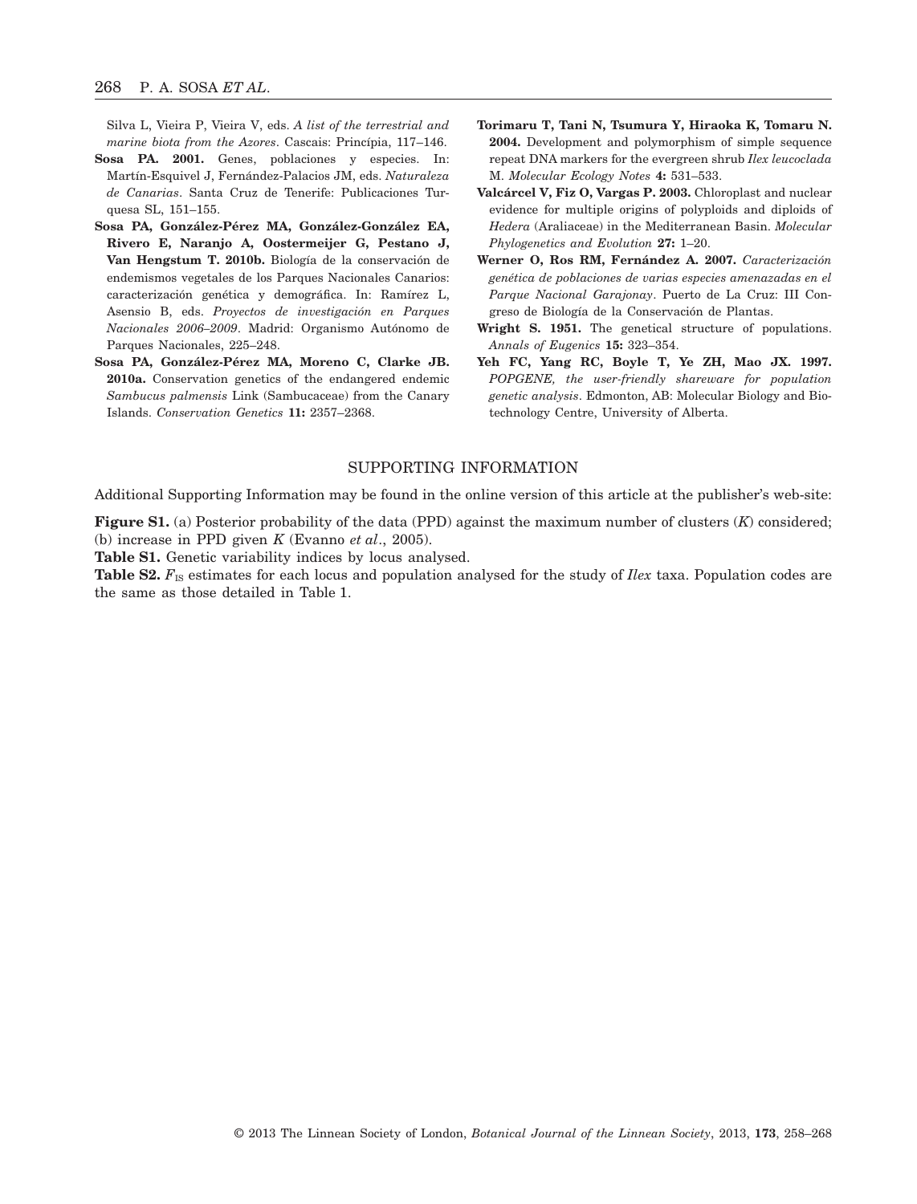Silva L, Vieira P, Vieira V, eds. *A list of the terrestrial and marine biota from the Azores*. Cascais: Princípia, 117–146.

**Sosa PA. 2001.** Genes, poblaciones y especies. In: Martín-Esquivel J, Fernández-Palacios JM, eds. *Naturaleza de Canarias*. Santa Cruz de Tenerife: Publicaciones Turquesa SL, 151–155.

**Sosa PA, González-Pérez MA, González-González EA, Rivero E, Naranjo A, Oostermeijer G, Pestano J, Van Hengstum T. 2010b.** Biología de la conservación de endemismos vegetales de los Parques Nacionales Canarios: caracterización genética y demográfica. In: Ramírez L, Asensio B, eds. *Proyectos de investigación en Parques Nacionales 2006–2009*. Madrid: Organismo Autónomo de Parques Nacionales, 225–248.

**Sosa PA, González-Pérez MA, Moreno C, Clarke JB. 2010a.** Conservation genetics of the endangered endemic *Sambucus palmensis* Link (Sambucaceae) from the Canary Islands. *Conservation Genetics* **11:** 2357–2368.

**Torimaru T, Tani N, Tsumura Y, Hiraoka K, Tomaru N. 2004.** Development and polymorphism of simple sequence repeat DNA markers for the evergreen shrub *Ilex leucoclada* M. *Molecular Ecology Notes* **4:** 531–533.

**Valcárcel V, Fiz O, Vargas P. 2003.** Chloroplast and nuclear evidence for multiple origins of polyploids and diploids of *Hedera* (Araliaceae) in the Mediterranean Basin. *Molecular Phylogenetics and Evolution* **27:** 1–20.

**Werner O, Ros RM, Fernández A. 2007.** *Caracterización genética de poblaciones de varias especies amenazadas en el Parque Nacional Garajonay*. Puerto de La Cruz: III Congreso de Biología de la Conservación de Plantas.

**Wright S. 1951.** The genetical structure of populations. *Annals of Eugenics* **15:** 323–354.

**Yeh FC, Yang RC, Boyle T, Ye ZH, Mao JX. 1997.** *POPGENE, the user-friendly shareware for population genetic analysis*. Edmonton, AB: Molecular Biology and Biotechnology Centre, University of Alberta.

## SUPPORTING INFORMATION

Additional Supporting Information may be found in the online version of this article at the publisher's web-site:

**Figure S1.** (a) Posterior probability of the data (PPD) against the maximum number of clusters ($K$) considered; (b) increase in PPD given $K$ (Evanno *et al*., 2005).

**Table S1.** Genetic variability indices by locus analysed.

**Table S2.** $F_{IS}$ estimates for each locus and population analysed for the study of *Ilex* taxa. Population codes are the same as those detailed in Table 1.